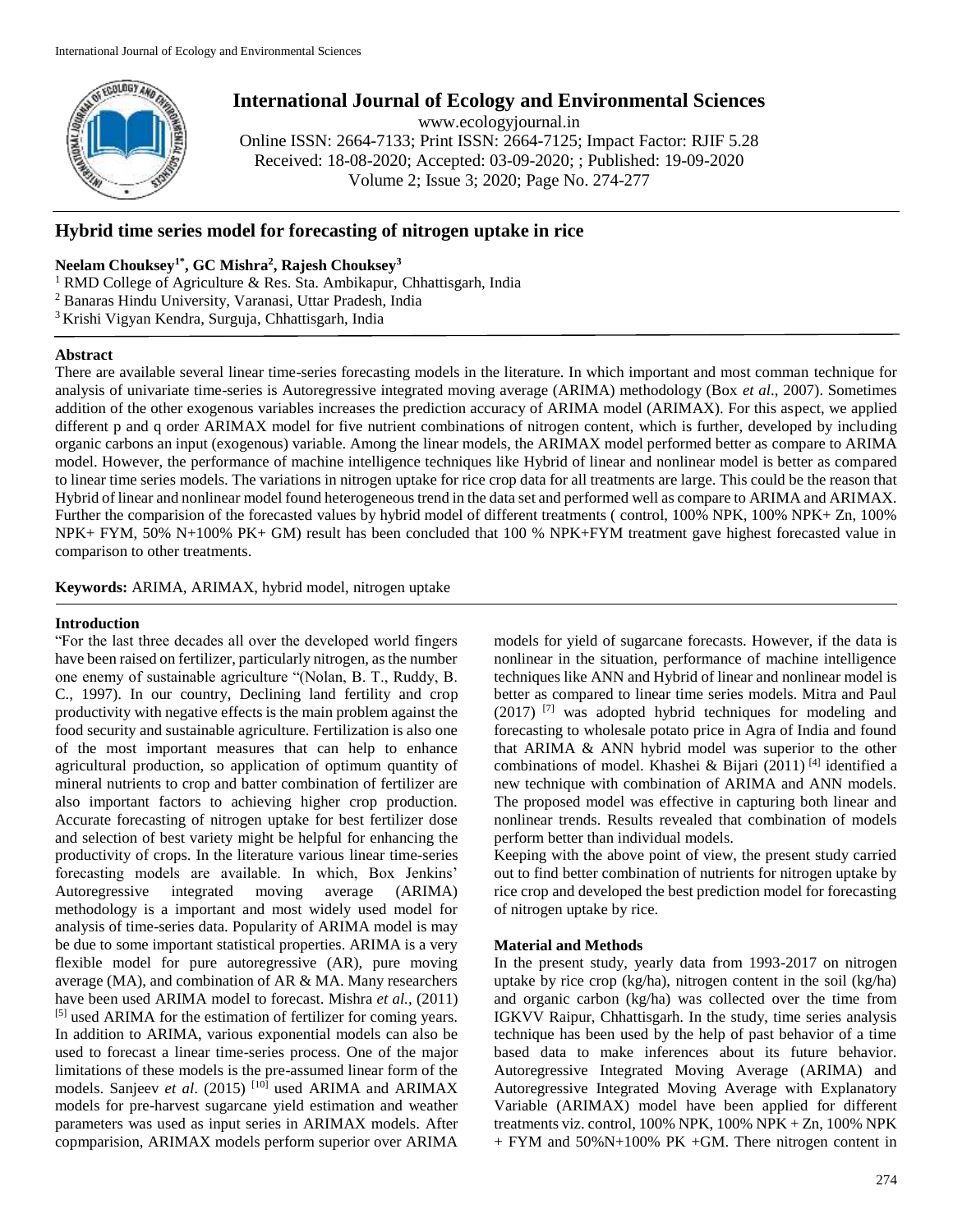# Hybrid time series model for forecasting of nitrogen uptake in rice

**Neelam Chouksey[1*], GC Mishra[2], Rajesh Chouksey[3]**

[1] RMD College of Agriculture & Res. Sta. Ambikapur, Chhattisgarh, India
[2] Banaras Hindu University, Varanasi, Uttar Pradesh, India
[3] Krishi Vigyan Kendra, Surguja, Chhattisgarh, India

## Abstract

There are available several linear time-series forecasting models in the literature. In which important and most comman technique for analysis of univariate time-series is Autoregressive integrated moving average (ARIMA) methodology (Box *et al*., 2007). Sometimes addition of the other exogenous variables increases the prediction accuracy of ARIMA model (ARIMAX). For this aspect, we applied different p and q order ARIMAX model for five nutrient combinations of nitrogen content, which is further, developed by including organic carbons an input (exogenous) variable. Among the linear models, the ARIMAX model performed better as compare to ARIMA model. However, the performance of machine intelligence techniques like Hybrid of linear and nonlinear model is better as compared to linear time series models. The variations in nitrogen uptake for rice crop data for all treatments are large. This could be the reason that Hybrid of linear and nonlinear model found heterogeneous trend in the data set and performed well as compare to ARIMA and ARIMAX. Further the comparision of the forecasted values by hybrid model of different treatments ( control, 100% NPK, 100% NPK+ Zn, 100% NPK+ FYM, 50% N+100% PK+ GM) result has been concluded that 100 % NPK+FYM treatment gave highest forecasted value in comparison to other treatments.

**Keywords:** ARIMA, ARIMAX, hybrid model, nitrogen uptake

## Introduction

"For the last three decades all over the developed world fingers have been raised on fertilizer, particularly nitrogen, as the number one enemy of sustainable agriculture "(Nolan, B. T., Ruddy, B. C., 1997). In our country, Declining land fertility and crop productivity with negative effects is the main problem against the food security and sustainable agriculture. Fertilization is also one of the most important measures that can help to enhance agricultural production, so application of optimum quantity of mineral nutrients to crop and batter combination of fertilizer are also important factors to achieving higher crop production. Accurate forecasting of nitrogen uptake for best fertilizer dose and selection of best variety might be helpful for enhancing the productivity of crops. In the literature various linear time-series forecasting models are available. In which, Box Jenkins' Autoregressive integrated moving average (ARIMA) methodology is a important and most widely used model for analysis of time-series data. Popularity of ARIMA model is may be due to some important statistical properties. ARIMA is a very flexible model for pure autoregressive (AR), pure moving average (MA), and combination of AR & MA. Many researchers have been used ARIMA model to forecast. Mishra *et al.,* (2011) [5] used ARIMA for the estimation of fertilizer for coming years. In addition to ARIMA, various exponential models can also be used to forecast a linear time-series process. One of the major limitations of these models is the pre-assumed linear form of the models. Sanjeev *et al*. (2015) [10] used ARIMA and ARIMAX models for pre-harvest sugarcane yield estimation and weather parameters was used as input series in ARIMAX models. After copmparision, ARIMAX models perform superior over ARIMA models for yield of sugarcane forecasts. However, if the data is nonlinear in the situation, performance of machine intelligence techniques like ANN and Hybrid of linear and nonlinear model is better as compared to linear time series models. Mitra and Paul (2017) [7] was adopted hybrid techniques for modeling and forecasting to wholesale potato price in Agra of India and found that ARIMA & ANN hybrid model was superior to the other combinations of model. Khashei & Bijari (2011) [4] identified a new technique with combination of ARIMA and ANN models. The proposed model was effective in capturing both linear and nonlinear trends. Results revealed that combination of models perform better than individual models.

Keeping with the above point of view, the present study carried out to find better combination of nutrients for nitrogen uptake by rice crop and developed the best prediction model for forecasting of nitrogen uptake by rice.

## Material and Methods

In the present study, yearly data from 1993-2017 on nitrogen uptake by rice crop (kg/ha), nitrogen content in the soil (kg/ha) and organic carbon (kg/ha) was collected over the time from IGKVV Raipur, Chhattisgarh. In the study, time series analysis technique has been used by the help of past behavior of a time based data to make inferences about its future behavior. Autoregressive Integrated Moving Average (ARIMA) and Autoregressive Integrated Moving Average with Explanatory Variable (ARIMAX) model have been applied for different treatments viz. control, 100% NPK, 100% NPK + Zn, 100% NPK + FYM and 50%N+100% PK +GM. There nitrogen content in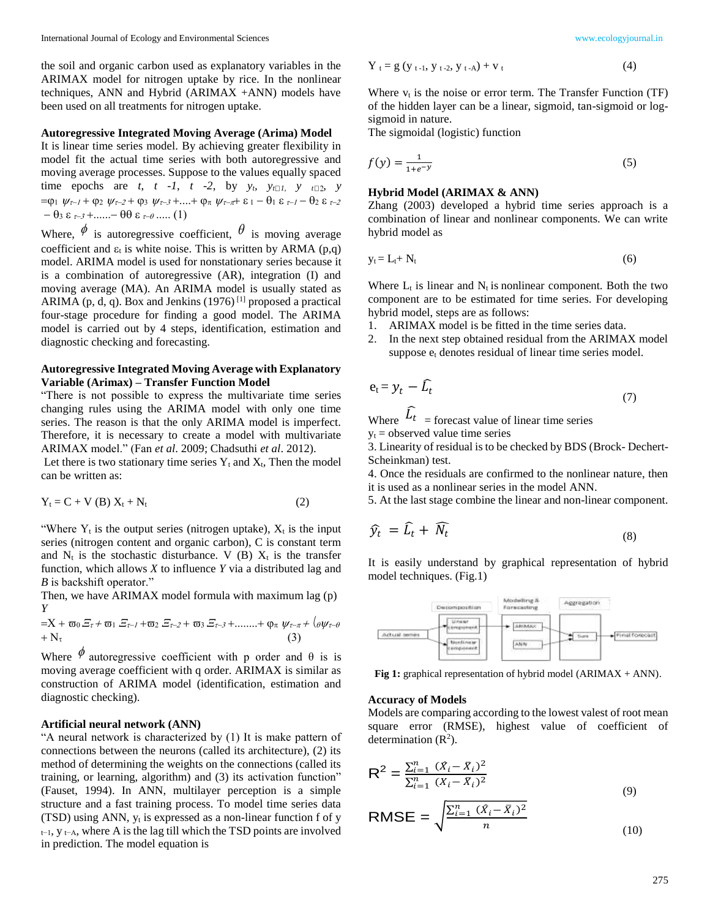the soil and organic carbon used as explanatory variables in the ARIMAX model for nitrogen uptake by rice. In the nonlinear techniques, ANN and Hybrid (ARIMAX +ANN) models have been used on all treatments for nitrogen uptake.

**Autoregressive Integrated Moving Average (Arima) Model**

It is linear time series model. By achieving greater flexibility in model fit the actual time series with both autoregressive and moving average processes. Suppose to the values equally spaced time epochs are *t*, *t -1*, *t -2*, by $y_t$, $y_{t-1}$, $y_{t-2}$, $y = \varphi_1 \psi_{\tau-1} + \varphi_2 \psi_{\tau-2} + \varphi_3 \psi_{\tau-3} + .... + \varphi_\pi \psi_{\tau-\pi} + \varepsilon_1 - \theta_1 \varepsilon_{\tau-1} - \theta_2 \varepsilon_{\tau-2} - \theta_3 \varepsilon_{\tau-3} + ...... - \theta\theta \varepsilon_{\tau-\theta}$ ..... (1)

Where, $\phi$ is autoregressive coefficient, $\theta$ is moving average coefficient and $\varepsilon_t$ is white noise. This is written by ARMA (p,q) model. ARIMA model is used for nonstationary series because it is a combination of autoregressive (AR), integration (I) and moving average (MA). An ARIMA model is usually stated as ARIMA (p, d, q). Box and Jenkins (1976) [1] proposed a practical four-stage procedure for finding a good model. The ARIMA model is carried out by 4 steps, identification, estimation and diagnostic checking and forecasting.

**Autoregressive Integrated Moving Average with Explanatory Variable (Arimax) – Transfer Function Model**

"There is not possible to express the multivariate time series changing rules using the ARIMA model with only one time series. The reason is that the only ARIMA model is imperfect. Therefore, it is necessary to create a model with multivariate ARIMAX model." (Fan *et al*. 2009; Chadsuthi *et al*. 2012).

Let there is two stationary time series $Y_t$ and $X_t$, Then the model can be written as:

$$Y_t = C + V(B)\, X_t + N_t \tag{2}$$

"Where $Y_t$ is the output series (nitrogen uptake), $X_t$ is the input series (nitrogen content and organic carbon), C is constant term and $N_t$ is the stochastic disturbance. V (B) $X_t$ is the transfer function, which allows *X* to influence *Y* via a distributed lag and *B* is backshift operator."

Then, we have ARIMAX model formula with maximum lag (p)

$$Y = X + \varpi_0 \Xi_\tau + \varpi_1 \Xi_{\tau-1} + \varpi_2 \Xi_{\tau-2} + \varpi_3 \Xi_{\tau-3} + ........ + \varphi_\pi \psi_{\tau-\pi} + \zeta_\theta \psi_{\tau-\theta} + N_\tau \tag{3}$$

Where $\phi$ autoregressive coefficient with p order and θ is is moving average coefficient with q order. ARIMAX is similar as construction of ARIMA model (identification, estimation and diagnostic checking).

**Artificial neural network (ANN)**

"A neural network is characterized by (1) It is make pattern of connections between the neurons (called its architecture), (2) its method of determining the weights on the connections (called its training, or learning, algorithm) and (3) its activation function" (Fauset, 1994). In ANN, multilayer perception is a simple structure and a fast training process. To model time series data (TSD) using ANN, $y_t$ is expressed as a non-linear function f of $y_{t-1}$, $y_{t-A}$, where A is the lag till which the TSD points are involved in prediction. The model equation is

$$Y_t = g(y_{t-1}, y_{t-2}, y_{t-A}) + v_t \tag{4}$$

Where $v_t$ is the noise or error term. The Transfer Function (TF) of the hidden layer can be a linear, sigmoid, tan-sigmoid or log-sigmoid in nature.

The sigmoidal (logistic) function

$$f(y) = \frac{1}{1+e^{-y}} \tag{5}$$

**Hybrid Model (ARIMAX & ANN)**

Zhang (2003) developed a hybrid time series approach is a combination of linear and nonlinear components. We can write hybrid model as

$$y_t = L_t + N_t \tag{6}$$

Where $L_t$ is linear and $N_t$ is nonlinear component. Both the two component are to be estimated for time series. For developing hybrid model, steps are as follows:

1. ARIMAX model is be fitted in the time series data.
2. In the next step obtained residual from the ARIMAX model suppose $e_t$ denotes residual of linear time series model.

$$e_t = y_t - \widehat{L_t} \tag{7}$$

Where $\widehat{L_t}$ = forecast value of linear time series

$y_t$ = observed value time series

3. Linearity of residual is to be checked by BDS (Brock- Dechert-Scheinkman) test.

4. Once the residuals are confirmed to the nonlinear nature, then it is used as a nonlinear series in the model ANN.

5. At the last stage combine the linear and non-linear component.

$$\widehat{y_t} = \widehat{L_t} + \widehat{N_t} \tag{8}$$

It is easily understand by graphical representation of hybrid model techniques. (Fig.1)

**Fig 1:** graphical representation of hybrid model (ARIMAX + ANN).

**Accuracy of Models**

Models are comparing according to the lowest valest of root mean square error (RMSE), highest value of coefficient of determination ($R^2$).

$$R^2 = \frac{\sum_{i=1}^{n} (\hat{X}_i - \bar{X}_i)^2}{\sum_{i=1}^{n} (X_i - \bar{X}_i)^2} \tag{9}$$

$$RMSE = \sqrt{\frac{\sum_{i=1}^{n} (\hat{X}_i - \bar{X}_i)^2}{n}} \tag{10}$$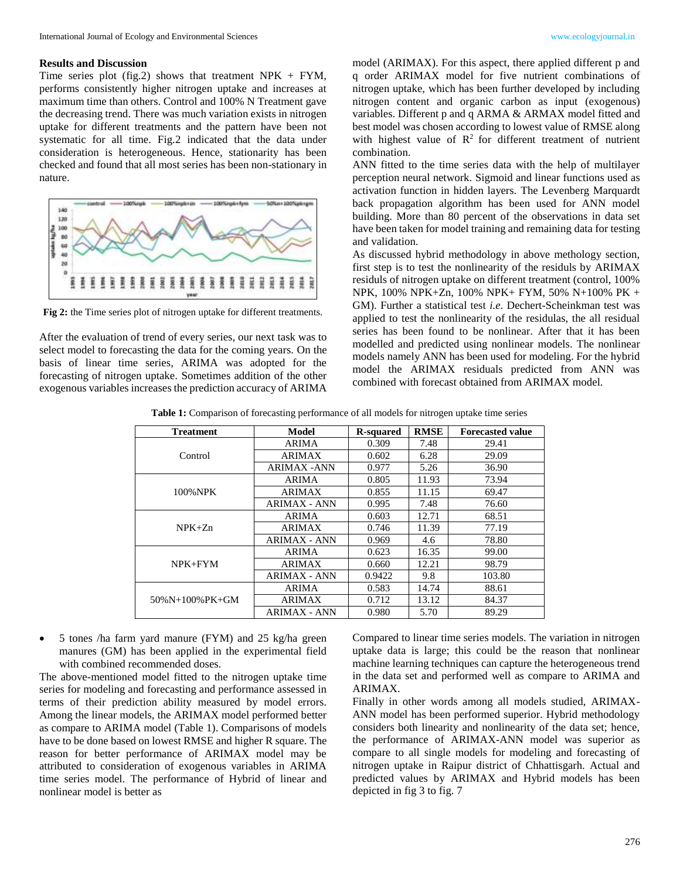## Results and Discussion

Time series plot (fig.2) shows that treatment NPK + FYM, performs consistently higher nitrogen uptake and increases at maximum time than others. Control and 100% N Treatment gave the decreasing trend. There was much variation exists in nitrogen uptake for different treatments and the pattern have been not systematic for all time. Fig.2 indicated that the data under consideration is heterogeneous. Hence, stationarity has been checked and found that all most series has been non-stationary in nature.

**Fig 2:** the Time series plot of nitrogen uptake for different treatments.

After the evaluation of trend of every series, our next task was to select model to forecasting the data for the coming years. On the basis of linear time series, ARIMA was adopted for the forecasting of nitrogen uptake. Sometimes addition of the other exogenous variables increases the prediction accuracy of ARIMA model (ARIMAX). For this aspect, there applied different p and q order ARIMAX model for five nutrient combinations of nitrogen uptake, which has been further developed by including nitrogen content and organic carbon as input (exogenous) variables. Different p and q ARMA & ARMAX model fitted and best model was chosen according to lowest value of RMSE along with highest value of $R^2$ for different treatment of nutrient combination.

ANN fitted to the time series data with the help of multilayer perception neural network. Sigmoid and linear functions used as activation function in hidden layers. The Levenberg Marquardt back propagation algorithm has been used for ANN model building. More than 80 percent of the observations in data set have been taken for model training and remaining data for testing and validation.

As discussed hybrid methodology in above methology section, first step is to test the nonlinearity of the residuls by ARIMAX residuls of nitrogen uptake on different treatment (control, 100% NPK, 100% NPK+Zn, 100% NPK+ FYM, 50% N+100% PK + GM). Further a statistical test *i.e.* Dechert-Scheinkman test was applied to test the nonlinearity of the residulas, after that the all residual series has been found to be nonlinear. After that it has been modelled and predicted using nonlinear models. The nonlinear models namely ANN has been used for modeling. For the hybrid model the ARIMAX residuals predicted from ANN was combined with forecast obtained from ARIMAX model.

**Table 1:** Comparison of forecasting performance of all models for nitrogen uptake time series

| Treatment | Model | R-squared | RMSE | Forecasted value |
|---|---|---|---|---|
| Control | ARIMA | 0.309 | 7.48 | 29.41 |
| | ARIMAX | 0.602 | 6.28 | 29.09 |
| | ARIMAX -ANN | 0.977 | 5.26 | 36.90 |
| 100%NPK | ARIMA | 0.805 | 11.93 | 73.94 |
| | ARIMAX | 0.855 | 11.15 | 69.47 |
| | ARIMAX - ANN | 0.995 | 7.48 | 76.60 |
| NPK+Zn | ARIMA | 0.603 | 12.71 | 68.51 |
| | ARIMAX | 0.746 | 11.39 | 77.19 |
| | ARIMAX - ANN | 0.969 | 4.6 | 78.80 |
| NPK+FYM | ARIMA | 0.623 | 16.35 | 99.00 |
| | ARIMAX | 0.660 | 12.21 | 98.79 |
| | ARIMAX - ANN | 0.9422 | 9.8 | 103.80 |
| 50%N+100%PK+GM | ARIMA | 0.583 | 14.74 | 88.61 |
| | ARIMAX | 0.712 | 13.12 | 84.37 |
| | ARIMAX - ANN | 0.980 | 5.70 | 89.29 |

- 5 tones /ha farm yard manure (FYM) and 25 kg/ha green manures (GM) has been applied in the experimental field with combined recommended doses.

The above-mentioned model fitted to the nitrogen uptake time series for modeling and forecasting and performance assessed in terms of their prediction ability measured by model errors. Among the linear models, the ARIMAX model performed better as compare to ARIMA model (Table 1). Comparisons of models have to be done based on lowest RMSE and higher R square. The reason for better performance of ARIMAX model may be attributed to consideration of exogenous variables in ARIMA time series model. The performance of Hybrid of linear and nonlinear model is better as Compared to linear time series models. The variation in nitrogen uptake data is large; this could be the reason that nonlinear machine learning techniques can capture the heterogeneous trend in the data set and performed well as compare to ARIMA and ARIMAX.

Finally in other words among all models studied, ARIMAX-ANN model has been performed superior. Hybrid methodology considers both linearity and nonlinearity of the data set; hence, the performance of ARIMAX-ANN model was superior as compare to all single models for modeling and forecasting of nitrogen uptake in Raipur district of Chhattisgarh. Actual and predicted values by ARIMAX and Hybrid models has been depicted in fig 3 to fig. 7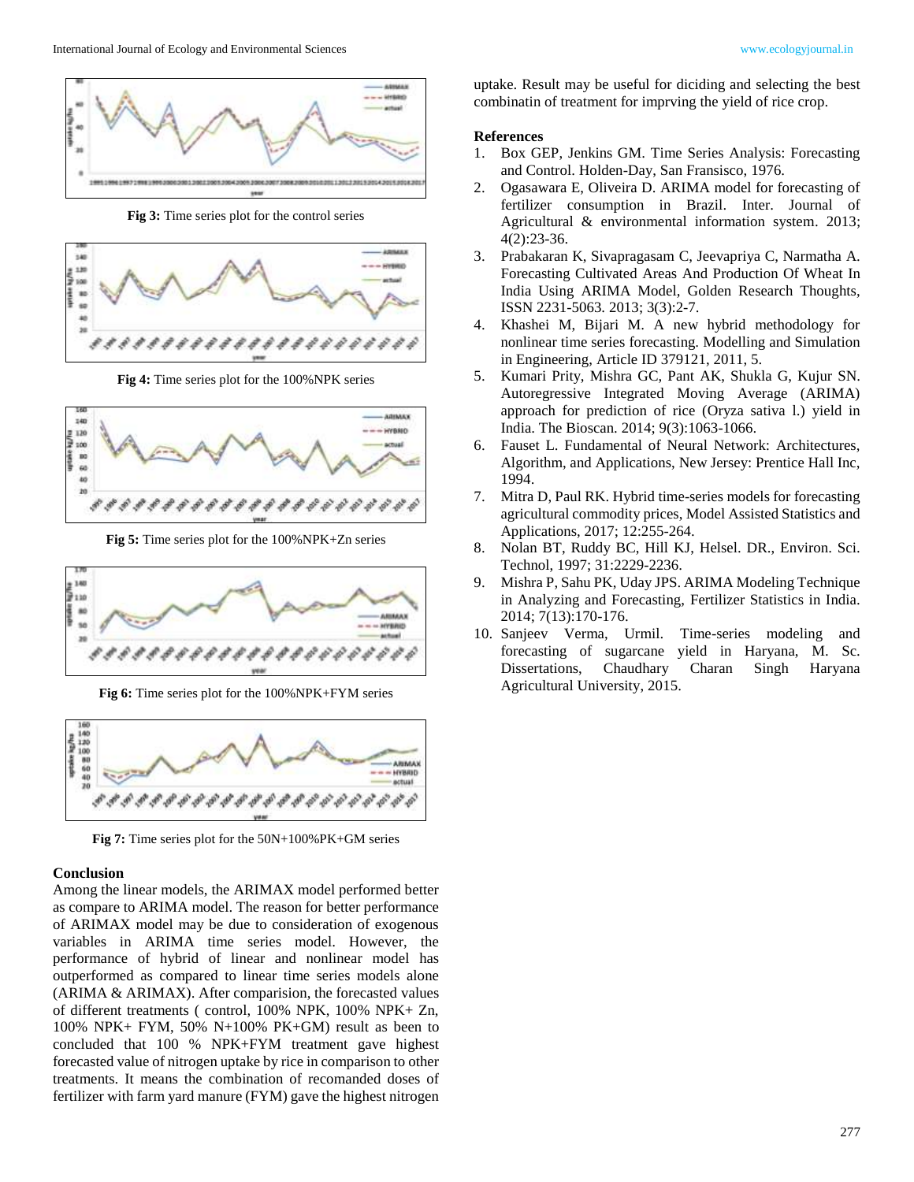ARIMAX
HYBRID
actual

uptake kg/ha

1995 1996 1997 1998 1999 2000 2001 2002 2003 2004 2005 2006 2007 2008 2009 2010 2011 2012 2013 2014 2015 2016 2017

year

**Fig 3:** Time series plot for the control series

ARIMAX
HYBRID
actual

uptake kg/ha

year

**Fig 4:** Time series plot for the 100%NPK series

ARIMAX
HYBRID
actual

uptake kg/ha

year

**Fig 5:** Time series plot for the 100%NPK+Zn series

ARIMAX
HYBRID
actual

uptake kg/ha

year

**Fig 6:** Time series plot for the 100%NPK+FYM series

ARIMAX
HYBRID
actual

uptake kg/ha

year

**Fig 7:** Time series plot for the 50N+100%PK+GM series

## Conclusion

Among the linear models, the ARIMAX model performed better as compare to ARIMA model. The reason for better performance of ARIMAX model may be due to consideration of exogenous variables in ARIMA time series model. However, the performance of hybrid of linear and nonlinear model has outperformed as compared to linear time series models alone (ARIMA & ARIMAX). After comparision, the forecasted values of different treatments ( control, 100% NPK, 100% NPK+ Zn, 100% NPK+ FYM, 50% N+100% PK+GM) result as been to concluded that 100 % NPK+FYM treatment gave highest forecasted value of nitrogen uptake by rice in comparison to other treatments. It means the combination of recomanded doses of fertilizer with farm yard manure (FYM) gave the highest nitrogen uptake. Result may be useful for diciding and selecting the best combinatin of treatment for imprving the yield of rice crop.

## References

1. Box GEP, Jenkins GM. Time Series Analysis: Forecasting and Control. Holden-Day, San Fransisco, 1976.
2. Ogasawara E, Oliveira D. ARIMA model for forecasting of fertilizer consumption in Brazil. Inter. Journal of Agricultural & environmental information system. 2013; 4(2):23-36.
3. Prabakaran K, Sivapragasam C, Jeevapriya C, Narmatha A. Forecasting Cultivated Areas And Production Of Wheat In India Using ARIMA Model, Golden Research Thoughts, ISSN 2231-5063. 2013; 3(3):2-7.
4. Khashei M, Bijari M. A new hybrid methodology for nonlinear time series forecasting. Modelling and Simulation in Engineering, Article ID 379121, 2011, 5.
5. Kumari Prity, Mishra GC, Pant AK, Shukla G, Kujur SN. Autoregressive Integrated Moving Average (ARIMA) approach for prediction of rice (Oryza sativa l.) yield in India. The Bioscan. 2014; 9(3):1063-1066.
6. Fauset L. Fundamental of Neural Network: Architectures, Algorithm, and Applications, New Jersey: Prentice Hall Inc, 1994.
7. Mitra D, Paul RK. Hybrid time-series models for forecasting agricultural commodity prices, Model Assisted Statistics and Applications, 2017; 12:255-264.
8. Nolan BT, Ruddy BC, Hill KJ, Helsel. DR., Environ. Sci. Technol, 1997; 31:2229-2236.
9. Mishra P, Sahu PK, Uday JPS. ARIMA Modeling Technique in Analyzing and Forecasting, Fertilizer Statistics in India. 2014; 7(13):170-176.
10. Sanjeev Verma, Urmil. Time-series modeling and forecasting of sugarcane yield in Haryana, M. Sc. Dissertations, Chaudhary Charan Singh Haryana Agricultural University, 2015.